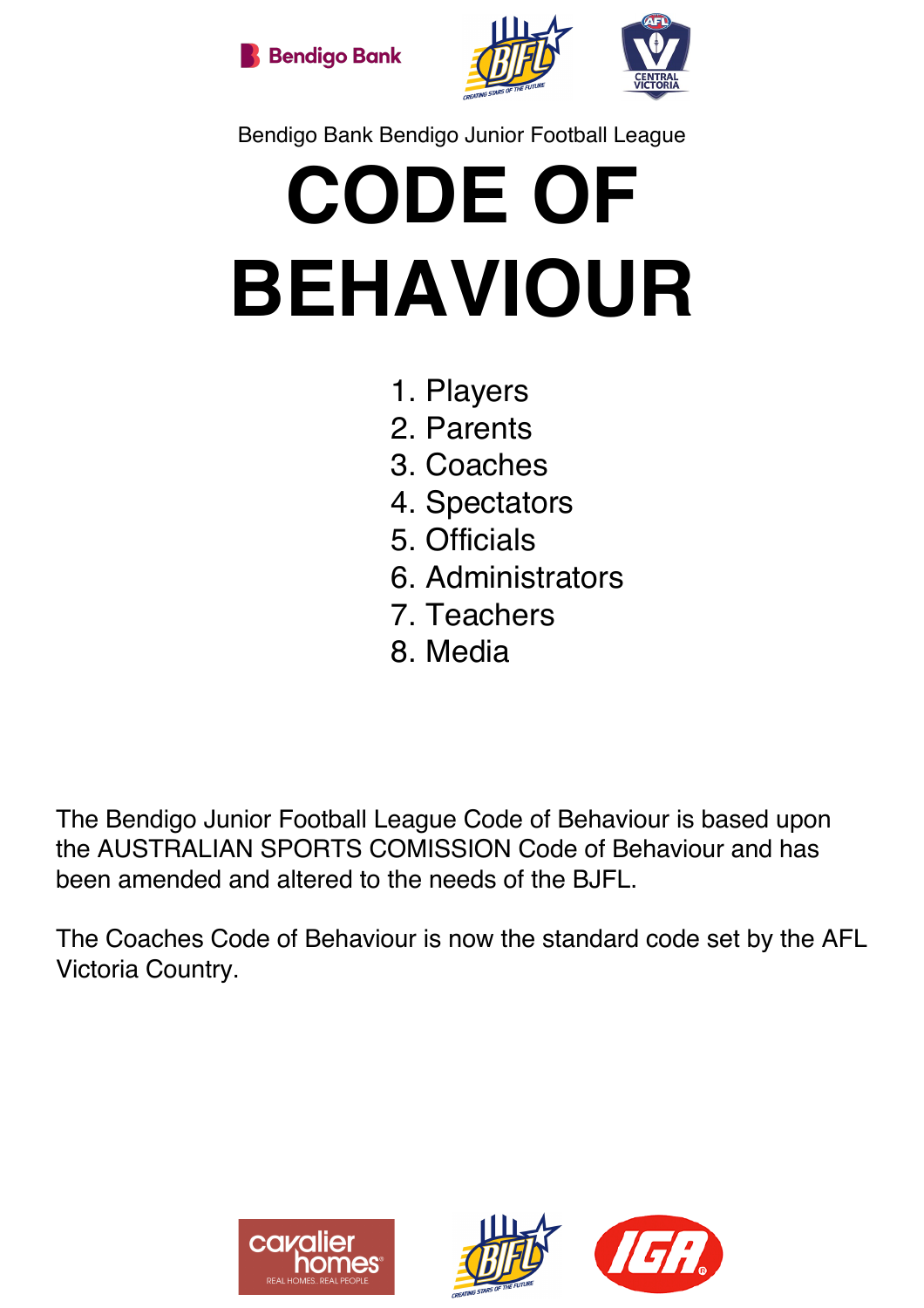Bendigo Bank Bendigo Junior Football League

# CODE OF BEHAVIOUR

1. Players
2. Parents
3. Coaches
4. Spectators
5. Officials
6. Administrators
7. Teachers
8. Media

The Bendigo Junior Football League Code of Behaviour is based upon the AUSTRALIAN SPORTS COMISSION Code of Behaviour and has been amended and altered to the needs of the BJFL.

The Coaches Code of Behaviour is now the standard code set by the AFL Victoria Country.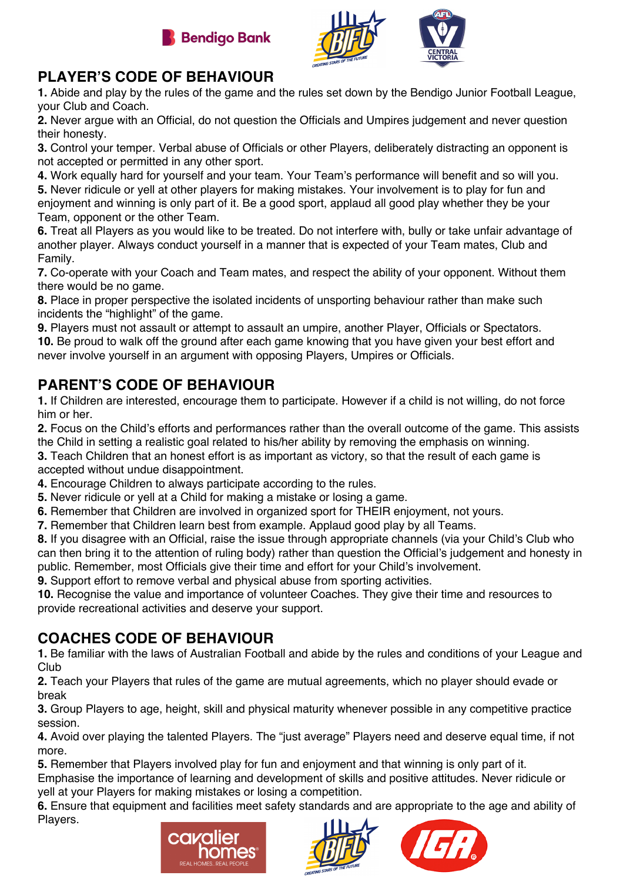## PLAYER'S CODE OF BEHAVIOUR

**1.** Abide and play by the rules of the game and the rules set down by the Bendigo Junior Football League, your Club and Coach.
**2.** Never argue with an Official, do not question the Officials and Umpires judgement and never question their honesty.
**3.** Control your temper. Verbal abuse of Officials or other Players, deliberately distracting an opponent is not accepted or permitted in any other sport.
**4.** Work equally hard for yourself and your team. Your Team's performance will benefit and so will you.
**5.** Never ridicule or yell at other players for making mistakes. Your involvement is to play for fun and enjoyment and winning is only part of it. Be a good sport, applaud all good play whether they be your Team, opponent or the other Team.
**6.** Treat all Players as you would like to be treated. Do not interfere with, bully or take unfair advantage of another player. Always conduct yourself in a manner that is expected of your Team mates, Club and Family.
**7.** Co-operate with your Coach and Team mates, and respect the ability of your opponent. Without them there would be no game.
**8.** Place in proper perspective the isolated incidents of unsporting behaviour rather than make such incidents the "highlight" of the game.
**9.** Players must not assault or attempt to assault an umpire, another Player, Officials or Spectators.
**10.** Be proud to walk off the ground after each game knowing that you have given your best effort and never involve yourself in an argument with opposing Players, Umpires or Officials.

## PARENT'S CODE OF BEHAVIOUR

**1.** If Children are interested, encourage them to participate. However if a child is not willing, do not force him or her.
**2.** Focus on the Child's efforts and performances rather than the overall outcome of the game. This assists the Child in setting a realistic goal related to his/her ability by removing the emphasis on winning.
**3.** Teach Children that an honest effort is as important as victory, so that the result of each game is accepted without undue disappointment.
**4.** Encourage Children to always participate according to the rules.
**5.** Never ridicule or yell at a Child for making a mistake or losing a game.
**6.** Remember that Children are involved in organized sport for THEIR enjoyment, not yours.
**7.** Remember that Children learn best from example. Applaud good play by all Teams.
**8.** If you disagree with an Official, raise the issue through appropriate channels (via your Child's Club who can then bring it to the attention of ruling body) rather than question the Official's judgement and honesty in public. Remember, most Officials give their time and effort for your Child's involvement.
**9.** Support effort to remove verbal and physical abuse from sporting activities.
**10.** Recognise the value and importance of volunteer Coaches. They give their time and resources to provide recreational activities and deserve your support.

## COACHES CODE OF BEHAVIOUR

**1.** Be familiar with the laws of Australian Football and abide by the rules and conditions of your League and Club
**2.** Teach your Players that rules of the game are mutual agreements, which no player should evade or break
**3.** Group Players to age, height, skill and physical maturity whenever possible in any competitive practice session.
**4.** Avoid over playing the talented Players. The "just average" Players need and deserve equal time, if not more.
**5.** Remember that Players involved play for fun and enjoyment and that winning is only part of it. Emphasise the importance of learning and development of skills and positive attitudes. Never ridicule or yell at your Players for making mistakes or losing a competition.
**6.** Ensure that equipment and facilities meet safety standards and are appropriate to the age and ability of Players.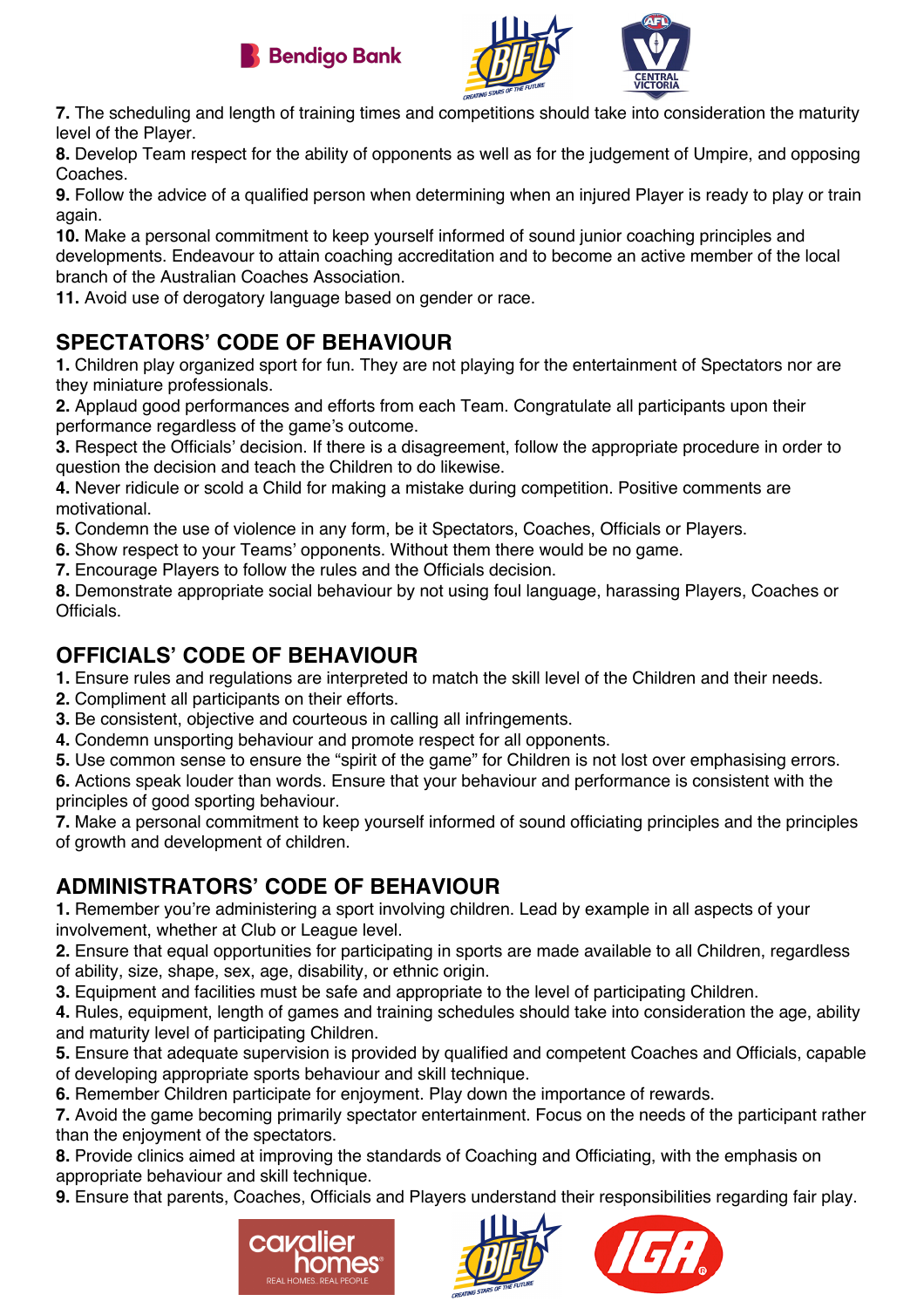**7.** The scheduling and length of training times and competitions should take into consideration the maturity level of the Player.
**8.** Develop Team respect for the ability of opponents as well as for the judgement of Umpire, and opposing Coaches.
**9.** Follow the advice of a qualified person when determining when an injured Player is ready to play or train again.
**10.** Make a personal commitment to keep yourself informed of sound junior coaching principles and developments. Endeavour to attain coaching accreditation and to become an active member of the local branch of the Australian Coaches Association.
**11.** Avoid use of derogatory language based on gender or race.

## SPECTATORS' CODE OF BEHAVIOUR

**1.** Children play organized sport for fun. They are not playing for the entertainment of Spectators nor are they miniature professionals.
**2.** Applaud good performances and efforts from each Team. Congratulate all participants upon their performance regardless of the game's outcome.
**3.** Respect the Officials' decision. If there is a disagreement, follow the appropriate procedure in order to question the decision and teach the Children to do likewise.
**4.** Never ridicule or scold a Child for making a mistake during competition. Positive comments are motivational.
**5.** Condemn the use of violence in any form, be it Spectators, Coaches, Officials or Players.
**6.** Show respect to your Teams' opponents. Without them there would be no game.
**7.** Encourage Players to follow the rules and the Officials decision.
**8.** Demonstrate appropriate social behaviour by not using foul language, harassing Players, Coaches or Officials.

## OFFICIALS' CODE OF BEHAVIOUR

**1.** Ensure rules and regulations are interpreted to match the skill level of the Children and their needs.
**2.** Compliment all participants on their efforts.
**3.** Be consistent, objective and courteous in calling all infringements.
**4.** Condemn unsporting behaviour and promote respect for all opponents.
**5.** Use common sense to ensure the "spirit of the game" for Children is not lost over emphasising errors.
**6.** Actions speak louder than words. Ensure that your behaviour and performance is consistent with the principles of good sporting behaviour.
**7.** Make a personal commitment to keep yourself informed of sound officiating principles and the principles of growth and development of children.

## ADMINISTRATORS' CODE OF BEHAVIOUR

**1.** Remember you're administering a sport involving children. Lead by example in all aspects of your involvement, whether at Club or League level.
**2.** Ensure that equal opportunities for participating in sports are made available to all Children, regardless of ability, size, shape, sex, age, disability, or ethnic origin.
**3.** Equipment and facilities must be safe and appropriate to the level of participating Children.
**4.** Rules, equipment, length of games and training schedules should take into consideration the age, ability and maturity level of participating Children.
**5.** Ensure that adequate supervision is provided by qualified and competent Coaches and Officials, capable of developing appropriate sports behaviour and skill technique.
**6.** Remember Children participate for enjoyment. Play down the importance of rewards.
**7.** Avoid the game becoming primarily spectator entertainment. Focus on the needs of the participant rather than the enjoyment of the spectators.
**8.** Provide clinics aimed at improving the standards of Coaching and Officiating, with the emphasis on appropriate behaviour and skill technique.
**9.** Ensure that parents, Coaches, Officials and Players understand their responsibilities regarding fair play.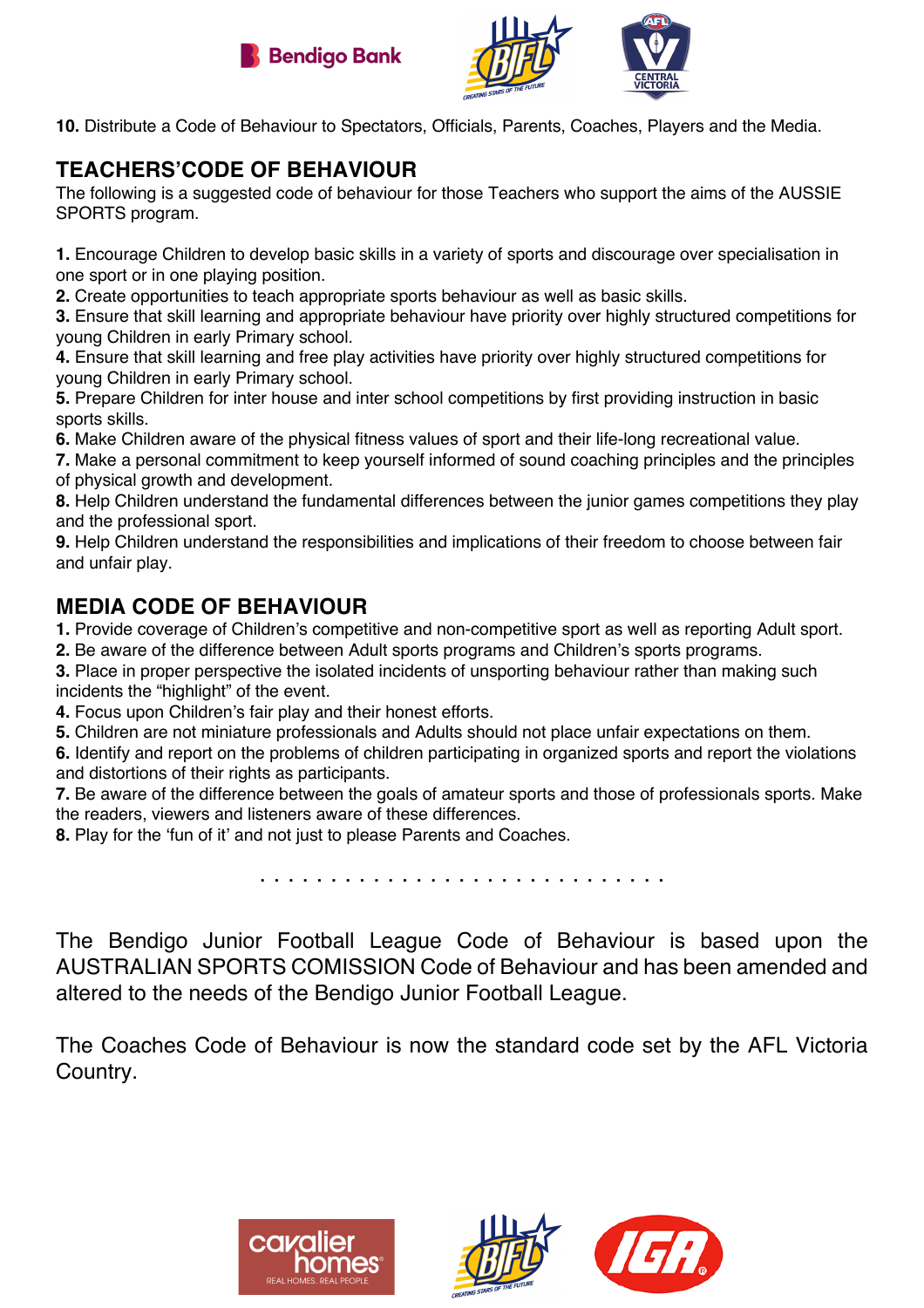**10.** Distribute a Code of Behaviour to Spectators, Officials, Parents, Coaches, Players and the Media.

## TEACHERS'CODE OF BEHAVIOUR

The following is a suggested code of behaviour for those Teachers who support the aims of the AUSSIE SPORTS program.

**1.** Encourage Children to develop basic skills in a variety of sports and discourage over specialisation in one sport or in one playing position.
**2.** Create opportunities to teach appropriate sports behaviour as well as basic skills.
**3.** Ensure that skill learning and appropriate behaviour have priority over highly structured competitions for young Children in early Primary school.
**4.** Ensure that skill learning and free play activities have priority over highly structured competitions for young Children in early Primary school.
**5.** Prepare Children for inter house and inter school competitions by first providing instruction in basic sports skills.
**6.** Make Children aware of the physical fitness values of sport and their life-long recreational value.
**7.** Make a personal commitment to keep yourself informed of sound coaching principles and the principles of physical growth and development.
**8.** Help Children understand the fundamental differences between the junior games competitions they play and the professional sport.
**9.** Help Children understand the responsibilities and implications of their freedom to choose between fair and unfair play.

## MEDIA CODE OF BEHAVIOUR

**1.** Provide coverage of Children's competitive and non-competitive sport as well as reporting Adult sport.
**2.** Be aware of the difference between Adult sports programs and Children's sports programs.
**3.** Place in proper perspective the isolated incidents of unsporting behaviour rather than making such incidents the "highlight" of the event.
**4.** Focus upon Children's fair play and their honest efforts.
**5.** Children are not miniature professionals and Adults should not place unfair expectations on them.
**6.** Identify and report on the problems of children participating in organized sports and report the violations and distortions of their rights as participants.
**7.** Be aware of the difference between the goals of amateur sports and those of professionals sports. Make the readers, viewers and listeners aware of these differences.
**8.** Play for the 'fun of it' and not just to please Parents and Coaches.

. . . . . . . . . . . . . . . . . . . . . . . . . . . . .

The Bendigo Junior Football League Code of Behaviour is based upon the AUSTRALIAN SPORTS COMISSION Code of Behaviour and has been amended and altered to the needs of the Bendigo Junior Football League.

The Coaches Code of Behaviour is now the standard code set by the AFL Victoria Country.